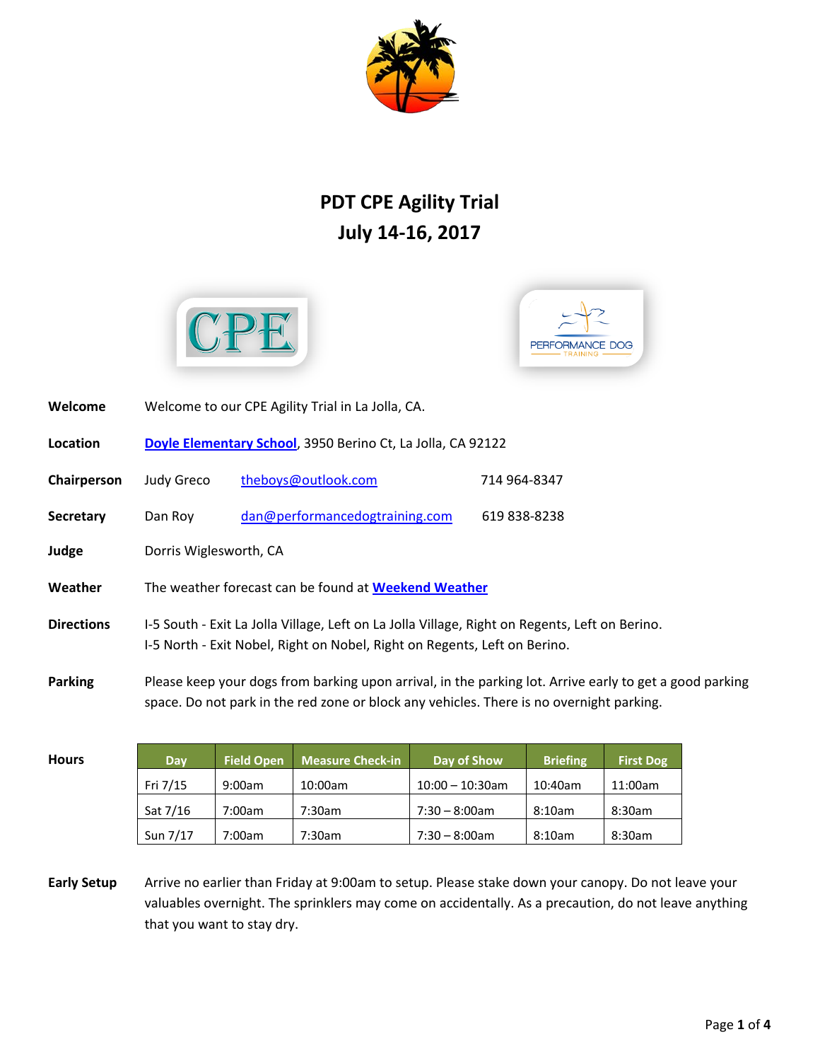# PDT CPE Agility Trial
# July 14-16, 2017

**Welcome** Welcome to our CPE Agility Trial in La Jolla, CA.

**Location** Doyle Elementary School, 3950 Berino Ct, La Jolla, CA 92122

**Chairperson** Judy Greco theboys@outlook.com 714 964-8347

**Secretary** Dan Roy dan@performancedogtraining.com 619 838-8238

**Judge** Dorris Wiglesworth, CA

**Weather** The weather forecast can be found at Weekend Weather

**Directions** I-5 South - Exit La Jolla Village, Left on La Jolla Village, Right on Regents, Left on Berino.
I-5 North - Exit Nobel, Right on Nobel, Right on Regents, Left on Berino.

**Parking** Please keep your dogs from barking upon arrival, in the parking lot. Arrive early to get a good parking space. Do not park in the red zone or block any vehicles. There is no overnight parking.

**Hours**

| Day | Field Open | Measure Check-in | Day of Show | Briefing | First Dog |
|---|---|---|---|---|---|
| Fri 7/15 | 9:00am | 10:00am | 10:00 – 10:30am | 10:40am | 11:00am |
| Sat 7/16 | 7:00am | 7:30am | 7:30 – 8:00am | 8:10am | 8:30am |
| Sun 7/17 | 7:00am | 7:30am | 7:30 – 8:00am | 8:10am | 8:30am |

**Early Setup** Arrive no earlier than Friday at 9:00am to setup. Please stake down your canopy. Do not leave your valuables overnight. The sprinklers may come on accidentally. As a precaution, do not leave anything that you want to stay dry.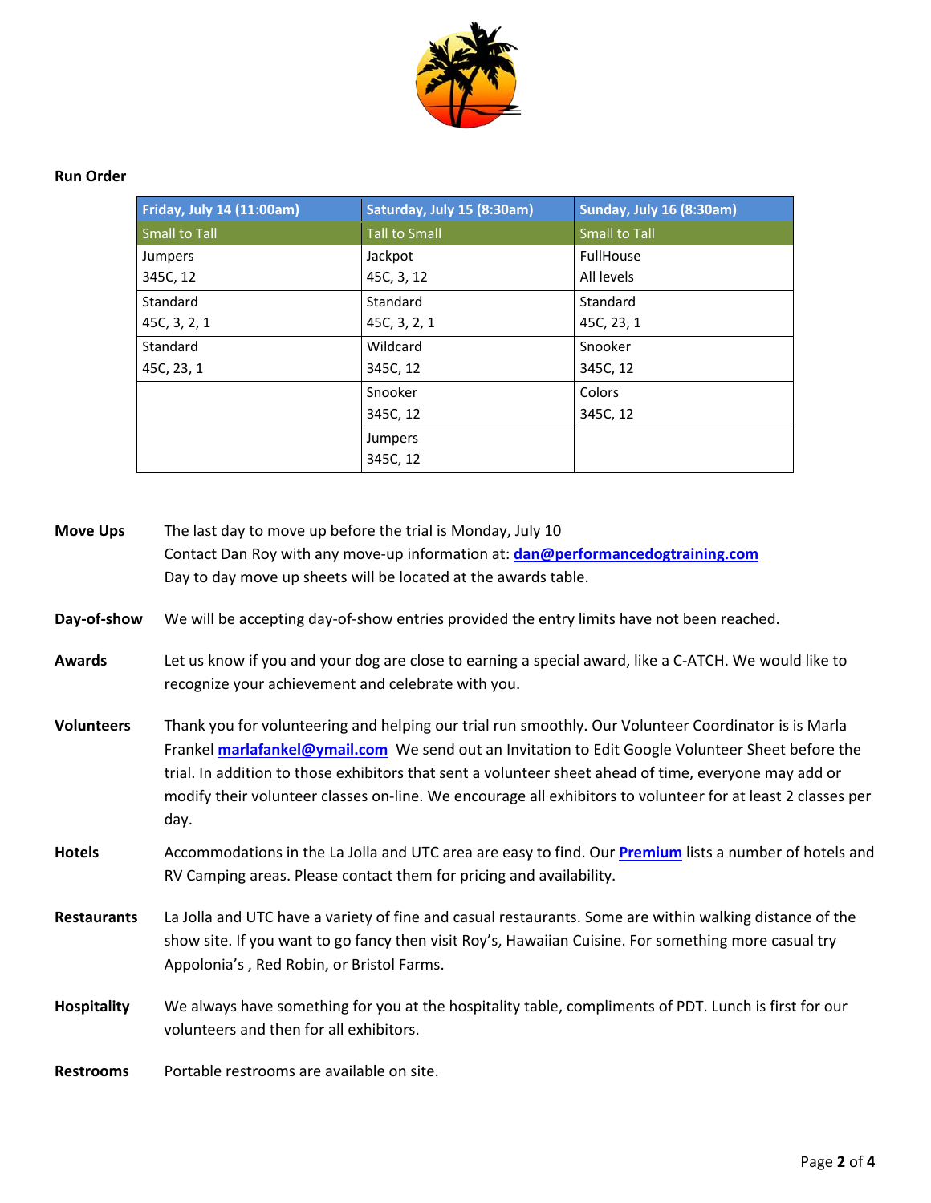**Run Order**

| Friday, July 14 (11:00am) | Saturday, July 15 (8:30am) | Sunday, July 16 (8:30am) |
|---|---|---|
| Small to Tall | Tall to Small | Small to Tall |
| Jumpers<br>345C, 12 | Jackpot<br>45C, 3, 12 | FullHouse<br>All levels |
| Standard<br>45C, 3, 2, 1 | Standard<br>45C, 3, 2, 1 | Standard<br>45C, 23, 1 |
| Standard<br>45C, 23, 1 | Wildcard<br>345C, 12 | Snooker<br>345C, 12 |
| | Snooker<br>345C, 12 | Colors<br>345C, 12 |
| | Jumpers<br>345C, 12 | |

**Move Ups** The last day to move up before the trial is Monday, July 10
Contact Dan Roy with any move-up information at: **dan@performancedogtraining.com**
Day to day move up sheets will be located at the awards table.

**Day-of-show** We will be accepting day-of-show entries provided the entry limits have not been reached.

**Awards** Let us know if you and your dog are close to earning a special award, like a C-ATCH. We would like to recognize your achievement and celebrate with you.

**Volunteers** Thank you for volunteering and helping our trial run smoothly. Our Volunteer Coordinator is is Marla Frankel **marlafankel@ymail.com** We send out an Invitation to Edit Google Volunteer Sheet before the trial. In addition to those exhibitors that sent a volunteer sheet ahead of time, everyone may add or modify their volunteer classes on-line. We encourage all exhibitors to volunteer for at least 2 classes per day.

**Hotels** Accommodations in the La Jolla and UTC area are easy to find. Our **Premium** lists a number of hotels and RV Camping areas. Please contact them for pricing and availability.

**Restaurants** La Jolla and UTC have a variety of fine and casual restaurants. Some are within walking distance of the show site. If you want to go fancy then visit Roy's, Hawaiian Cuisine. For something more casual try Appolonia's , Red Robin, or Bristol Farms.

**Hospitality** We always have something for you at the hospitality table, compliments of PDT. Lunch is first for our volunteers and then for all exhibitors.

**Restrooms** Portable restrooms are available on site.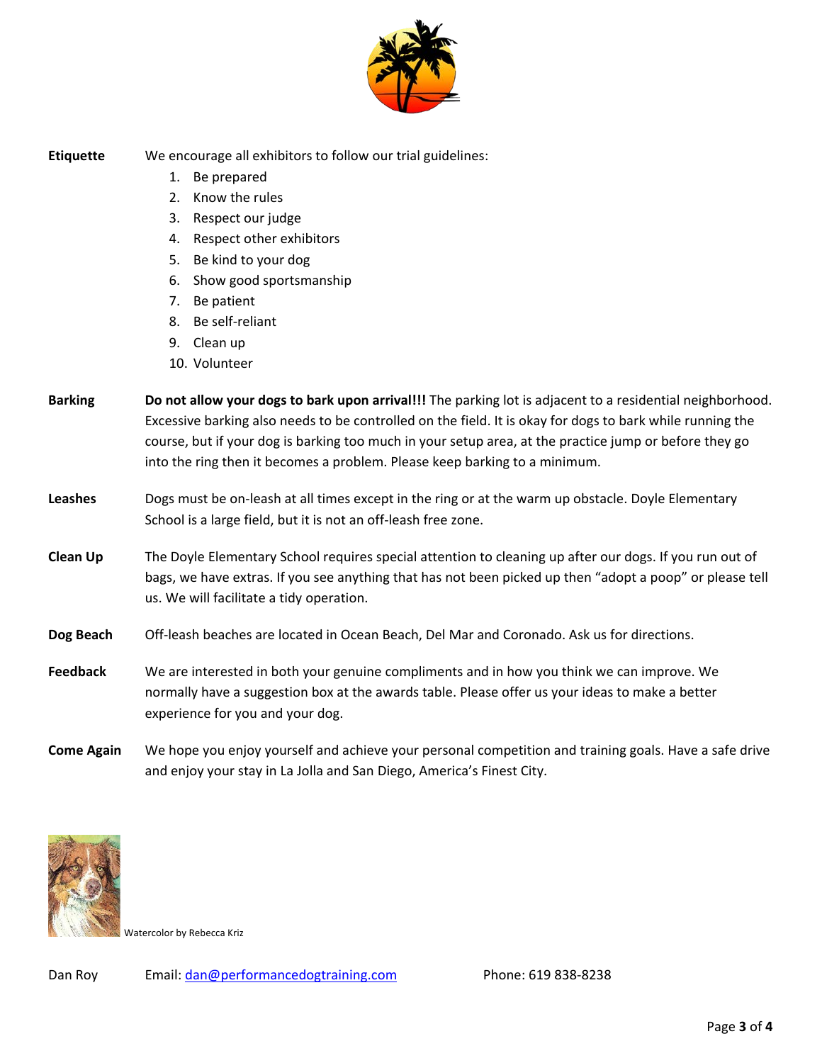**Etiquette** We encourage all exhibitors to follow our trial guidelines:

1. Be prepared
2. Know the rules
3. Respect our judge
4. Respect other exhibitors
5. Be kind to your dog
6. Show good sportsmanship
7. Be patient
8. Be self-reliant
9. Clean up
10. Volunteer

**Barking** **Do not allow your dogs to bark upon arrival!!!** The parking lot is adjacent to a residential neighborhood. Excessive barking also needs to be controlled on the field. It is okay for dogs to bark while running the course, but if your dog is barking too much in your setup area, at the practice jump or before they go into the ring then it becomes a problem. Please keep barking to a minimum.

**Leashes** Dogs must be on-leash at all times except in the ring or at the warm up obstacle. Doyle Elementary School is a large field, but it is not an off-leash free zone.

**Clean Up** The Doyle Elementary School requires special attention to cleaning up after our dogs. If you run out of bags, we have extras. If you see anything that has not been picked up then "adopt a poop" or please tell us. We will facilitate a tidy operation.

**Dog Beach** Off-leash beaches are located in Ocean Beach, Del Mar and Coronado. Ask us for directions.

**Feedback** We are interested in both your genuine compliments and in how you think we can improve. We normally have a suggestion box at the awards table. Please offer us your ideas to make a better experience for you and your dog.

**Come Again** We hope you enjoy yourself and achieve your personal competition and training goals. Have a safe drive and enjoy your stay in La Jolla and San Diego, America's Finest City.

Watercolor by Rebecca Kriz

Dan Roy Email: dan@performancedogtraining.com Phone: 619 838-8238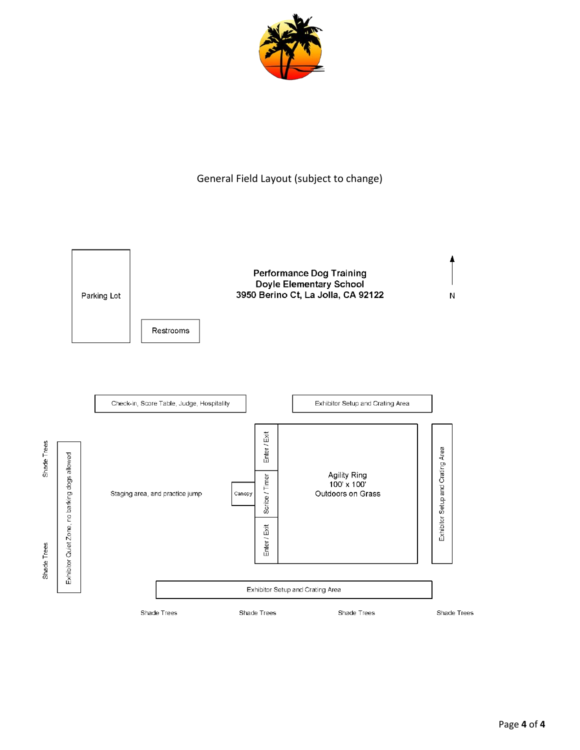General Field Layout (subject to change)

Performance Dog Training
Doyle Elementary School
3950 Berino Ct, La Jolla, CA 92122

N

Parking Lot

Restrooms

Check-in, Score Table, Judge, Hospitality

Exhibitor Setup and Crating Area

Shade Trees

Shade Trees

Exhibitor Quiet Zone, no barking dogs allowed

Staging area, and practice jump

Canopy

Enter / Exit

Scribe / Timer

Enter / Exit

Agility Ring
100' x 100'
Outdoors on Grass

Exhibitor Setup and Crating Area

Exhibitor Setup and Crating Area

Shade Trees

Shade Trees

Shade Trees

Shade Trees